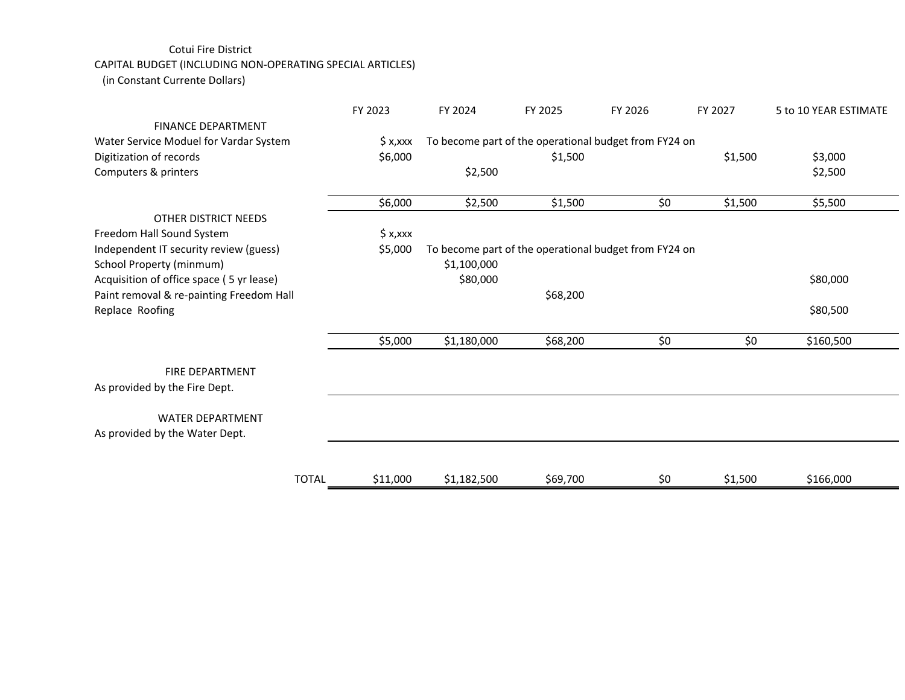Cotui Fire District

CAPITAL BUDGET (INCLUDING NON-OPERATING SPECIAL ARTICLES)

(in Constant Currente Dollars)

| | FY 2023 | FY 2024 | FY 2025 | FY 2026 | FY 2027 | 5 to 10 YEAR ESTIMATE |
|---|---|---|---|---|---|---|
| FINANCE DEPARTMENT | | | | | | |
| Water Service Moduel for Vardar System | $ x,xxx | To become part of the operational budget from FY24 on | | | | |
| Digitization of records | $6,000 | | $1,500 | | $1,500 | $3,000 |
| Computers & printers | | $2,500 | | | | $2,500 |
| | $6,000 | $2,500 | $1,500 | $0 | $1,500 | $5,500 |
| OTHER DISTRICT NEEDS | | | | | | |
| Freedom Hall Sound System | $ x,xxx | | | | | |
| Independent IT security review (guess) | $5,000 | To become part of the operational budget from FY24 on | | | | |
| School Property (minmum) | | $1,100,000 | | | | |
| Acquisition of office space ( 5 yr lease) | | $80,000 | | | | $80,000 |
| Paint removal & re-painting Freedom Hall | | | $68,200 | | | |
| Replace Roofing | | | | | | $80,500 |
| | $5,000 | $1,180,000 | $68,200 | $0 | $0 | $160,500 |
| FIRE DEPARTMENT | | | | | | |
| As provided by the Fire Dept. | | | | | | |
| WATER DEPARTMENT | | | | | | |
| As provided by the Water Dept. | | | | | | |
| TOTAL | $11,000 | $1,182,500 | $69,700 | $0 | $1,500 | $166,000 |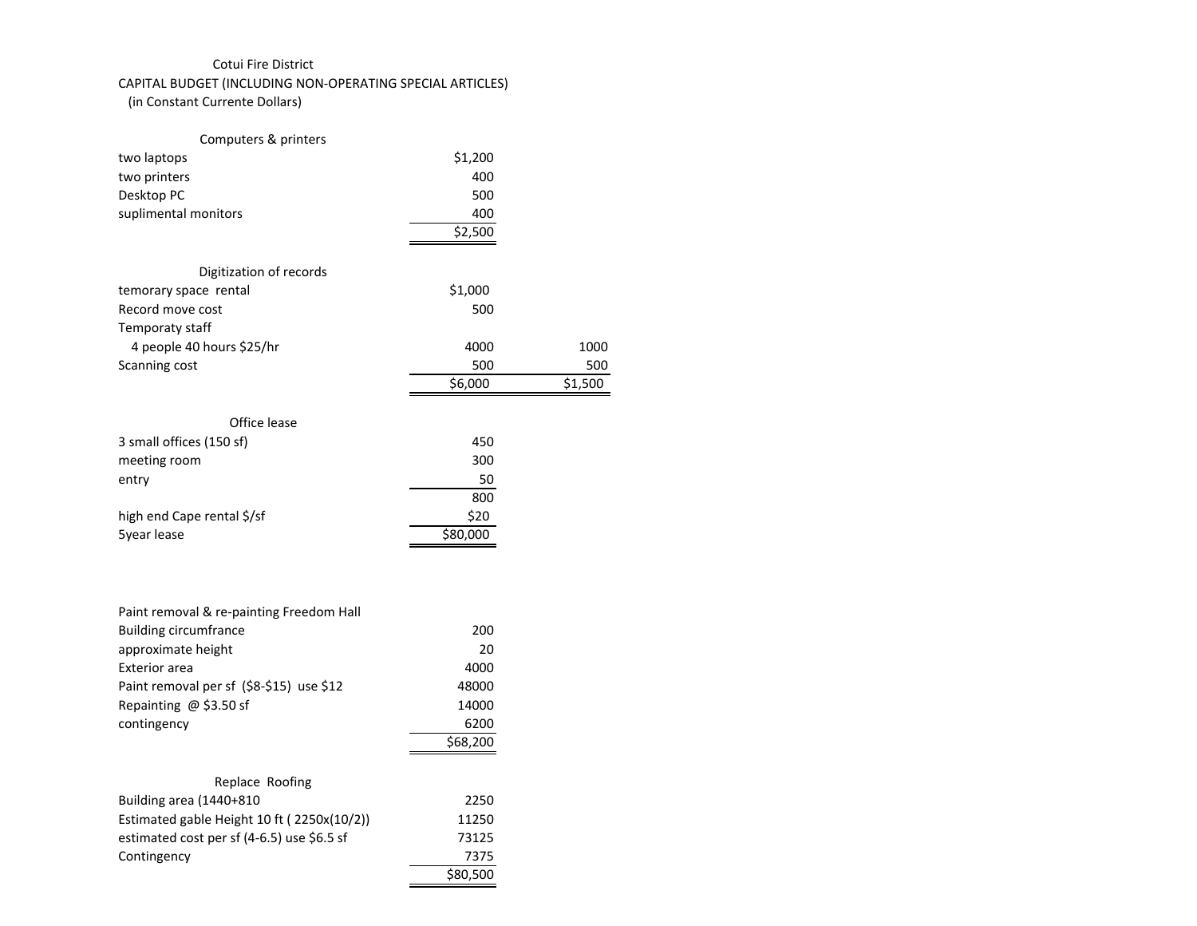Cotui Fire District

CAPITAL BUDGET (INCLUDING NON-OPERATING SPECIAL ARTICLES)

(in Constant Currente Dollars)

| | | |
|---|---|---|
| **Computers & printers** | | |
| two laptops | $1,200 | |
| two printers | 400 | |
| Desktop PC | 500 | |
| suplimental monitors | 400 | |
| | $2,500 | |
| | | |
| **Digitization of records** | | |
| temorary space rental | $1,000 | |
| Record move cost | 500 | |
| Temporaty staff | | |
| 4 people 40 hours $25/hr | 4000 | 1000 |
| Scanning cost | 500 | 500 |
| | $6,000 | $1,500 |
| | | |
| **Office lease** | | |
| 3 small offices (150 sf) | 450 | |
| meeting room | 300 | |
| entry | 50 | |
| | 800 | |
| high end Cape rental $/sf | $20 | |
| 5year lease | $80,000 | |
| | | |
| **Paint removal & re-painting Freedom Hall** | | |
| Building circumfrance | 200 | |
| approximate height | 20 | |
| Exterior area | 4000 | |
| Paint removal per sf ($8-$15) use $12 | 48000 | |
| Repainting @ $3.50 sf | 14000 | |
| contingency | 6200 | |
| | $68,200 | |
| | | |
| **Replace Roofing** | | |
| Building area (1440+810 | 2250 | |
| Estimated gable Height 10 ft ( 2250x(10/2)) | 11250 | |
| estimated cost per sf (4-6.5) use $6.5 sf | 73125 | |
| Contingency | 7375 | |
| | $80,500 | |